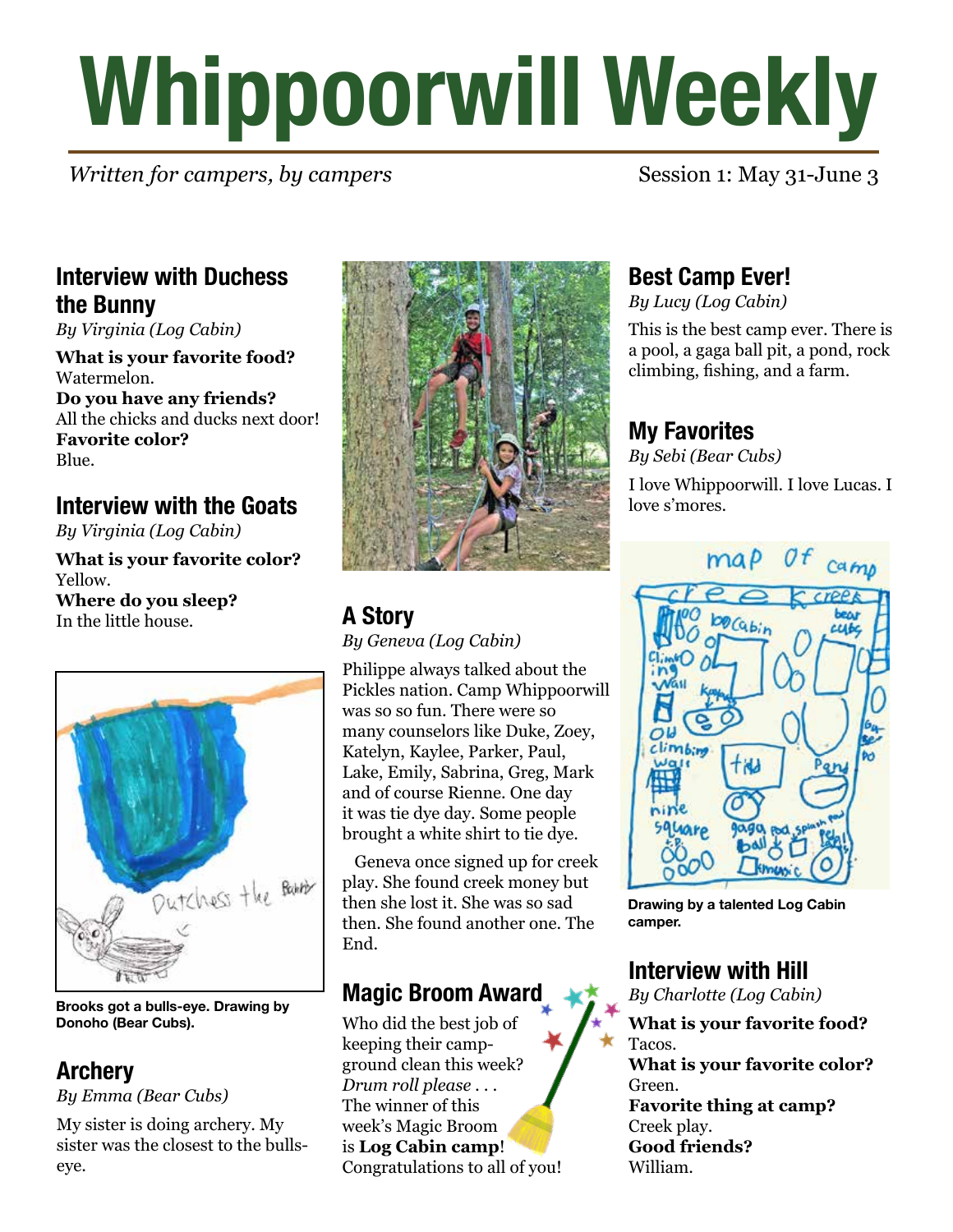# Whippoorwill Weekly

*Written for campers, by campers*

Session 1: May 31-June 3

## Interview with Duchess the Bunny

*By Virginia (Log Cabin)*

**What is your favorite food?**
Watermelon.
**Do you have any friends?**
All the chicks and ducks next door!
**Favorite color?**
Blue.

## Interview with the Goats

*By Virginia (Log Cabin)*

**What is your favorite color?**
Yellow.
**Where do you sleep?**
In the little house.

**Brooks got a bulls-eye. Drawing by Donoho (Bear Cubs).**

## Archery

*By Emma (Bear Cubs)*

My sister is doing archery. My sister was the closest to the bulls-eye.

## A Story

*By Geneva (Log Cabin)*

Philippe always talked about the Pickles nation. Camp Whippoorwill was so so fun. There were so many counselors like Duke, Zoey, Katelyn, Kaylee, Parker, Paul, Lake, Emily, Sabrina, Greg, Mark and of course Rienne. One day it was tie dye day. Some people brought a white shirt to tie dye.

Geneva once signed up for creek play. She found creek money but then she lost it. She was so sad then. She found another one. The End.

## Magic Broom Award

Who did the best job of keeping their camp-ground clean this week? *Drum roll please . . .* The winner of this week's Magic Broom is **Log Cabin camp**! Congratulations to all of you!

## Best Camp Ever!

*By Lucy (Log Cabin)*

This is the best camp ever. There is a pool, a gaga ball pit, a pond, rock climbing, fishing, and a farm.

## My Favorites

*By Sebi (Bear Cubs)*

I love Whippoorwill. I love Lucas. I love s'mores.

**Drawing by a talented Log Cabin camper.**

## Interview with Hill

*By Charlotte (Log Cabin)*

**What is your favorite food?**
Tacos.
**What is your favorite color?**
Green.
**Favorite thing at camp?**
Creek play.
**Good friends?**
William.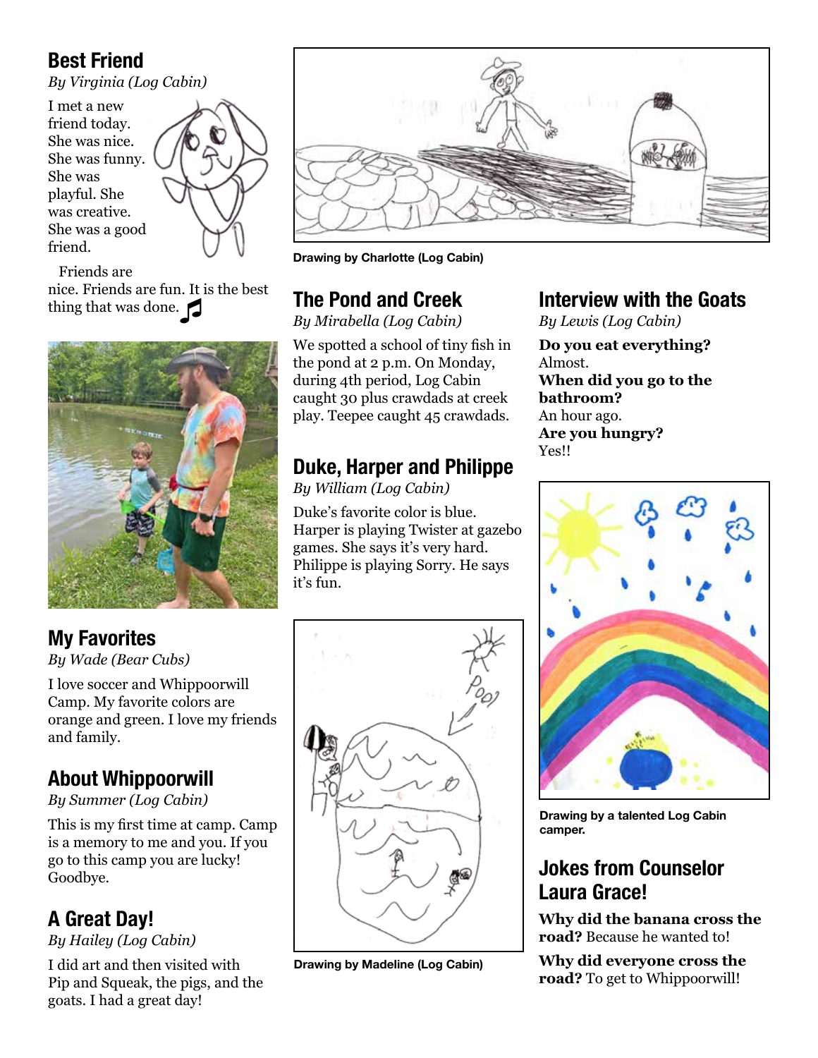## Best Friend

*By Virginia (Log Cabin)*

I met a new friend today. She was nice. She was funny. She was playful. She was creative. She was a good friend.

Friends are nice. Friends are fun. It is the best thing that was done. ♫

## My Favorites

*By Wade (Bear Cubs)*

I love soccer and Whippoorwill Camp. My favorite colors are orange and green. I love my friends and family.

## About Whippoorwill

*By Summer (Log Cabin)*

This is my first time at camp. Camp is a memory to me and you. If you go to this camp you are lucky! Goodbye.

## A Great Day!

*By Hailey (Log Cabin)*

I did art and then visited with Pip and Squeak, the pigs, and the goats. I had a great day!

**Drawing by Charlotte (Log Cabin)**

## The Pond and Creek

*By Mirabella (Log Cabin)*

We spotted a school of tiny fish in the pond at 2 p.m. On Monday, during 4th period, Log Cabin caught 30 plus crawdads at creek play. Teepee caught 45 crawdads.

## Duke, Harper and Philippe

*By William (Log Cabin)*

Duke's favorite color is blue. Harper is playing Twister at gazebo games. She says it's very hard. Philippe is playing Sorry. He says it's fun.

**Drawing by Madeline (Log Cabin)**

## Interview with the Goats

*By Lewis (Log Cabin)*

**Do you eat everything?**
Almost.
**When did you go to the bathroom?**
An hour ago.
**Are you hungry?**
Yes!!

**Drawing by a talented Log Cabin camper.**

## Jokes from Counselor Laura Grace!

**Why did the banana cross the road?** Because he wanted to!

**Why did everyone cross the road?** To get to Whippoorwill!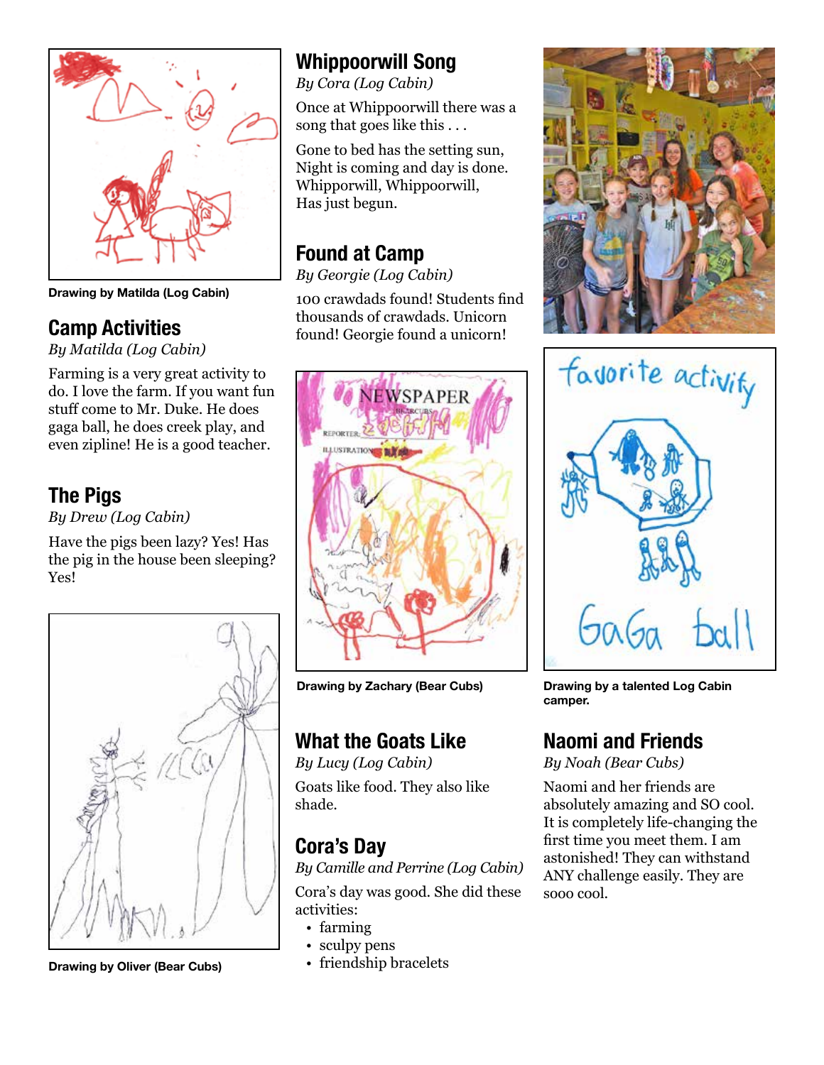Drawing by Matilda (Log Cabin)

## Camp Activities

*By Matilda (Log Cabin)*

Farming is a very great activity to do. I love the farm. If you want fun stuff come to Mr. Duke. He does gaga ball, he does creek play, and even zipline! He is a good teacher.

## The Pigs

*By Drew (Log Cabin)*

Have the pigs been lazy? Yes! Has the pig in the house been sleeping? Yes!

Drawing by Oliver (Bear Cubs)

## Whippoorwill Song

*By Cora (Log Cabin)*

Once at Whippoorwill there was a song that goes like this . . .

Gone to bed has the setting sun,
Night is coming and day is done.
Whipporwill, Whippoorwill,
Has just begun.

## Found at Camp

*By Georgie (Log Cabin)*

100 crawdads found! Students find thousands of crawdads. Unicorn found! Georgie found a unicorn!

Drawing by Zachary (Bear Cubs)

## What the Goats Like

*By Lucy (Log Cabin)*

Goats like food. They also like shade.

## Cora's Day

*By Camille and Perrine (Log Cabin)*

Cora's day was good. She did these activities:

- farming
- sculpy pens
- friendship bracelets

Drawing by a talented Log Cabin camper.

## Naomi and Friends

*By Noah (Bear Cubs)*

Naomi and her friends are absolutely amazing and SO cool. It is completely life-changing the first time you meet them. I am astonished! They can withstand ANY challenge easily. They are sooo cool.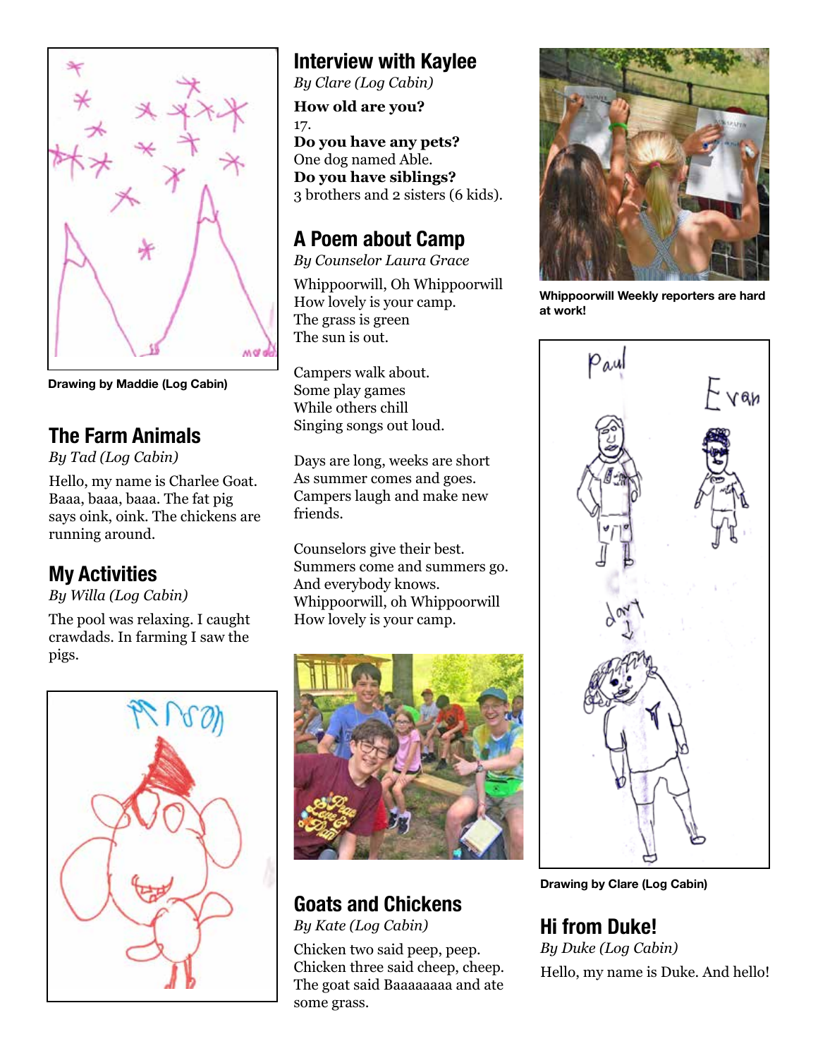Drawing by Maddie (Log Cabin)

## The Farm Animals

*By Tad (Log Cabin)*

Hello, my name is Charlee Goat. Baaa, baaa, baaa. The fat pig says oink, oink. The chickens are running around.

## My Activities

*By Willa (Log Cabin)*

The pool was relaxing. I caught crawdads. In farming I saw the pigs.

## Interview with Kaylee

*By Clare (Log Cabin)*

**How old are you?**
17.
**Do you have any pets?**
One dog named Able.
**Do you have siblings?**
3 brothers and 2 sisters (6 kids).

## A Poem about Camp

*By Counselor Laura Grace*

Whippoorwill, Oh Whippoorwill
How lovely is your camp.
The grass is green
The sun is out.

Campers walk about.
Some play games
While others chill
Singing songs out loud.

Days are long, weeks are short
As summer comes and goes.
Campers laugh and make new friends.

Counselors give their best.
Summers come and summers go.
And everybody knows.
Whippoorwill, oh Whippoorwill
How lovely is your camp.

## Goats and Chickens

*By Kate (Log Cabin)*

Chicken two said peep, peep.
Chicken three said cheep, cheep.
The goat said Baaaaaaaa and ate some grass.

Whippoorwill Weekly reporters are hard at work!

Drawing by Clare (Log Cabin)

## Hi from Duke!

*By Duke (Log Cabin)*

Hello, my name is Duke. And hello!